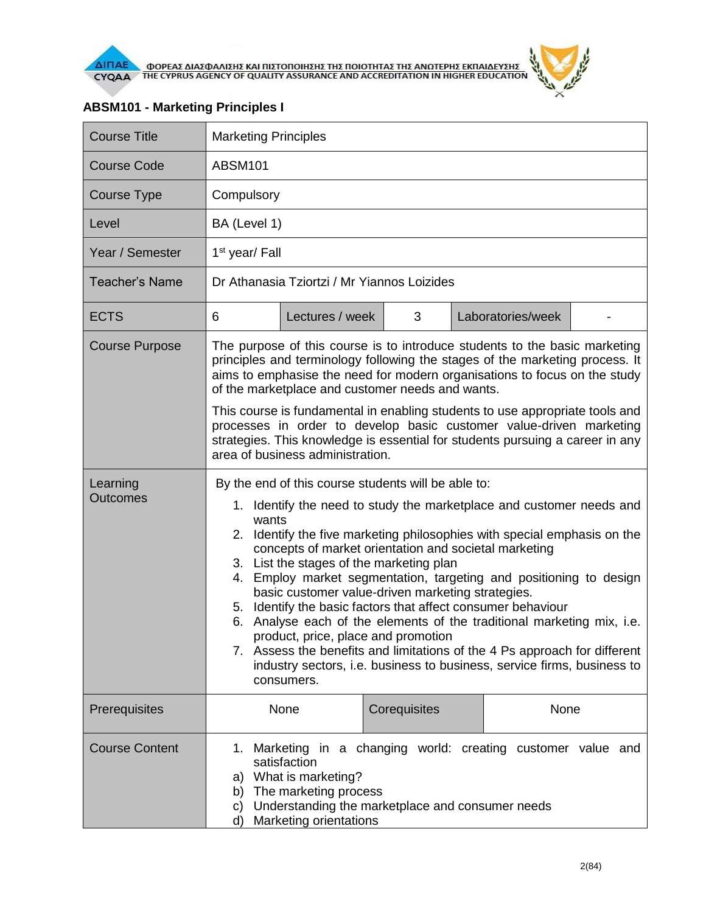## ABSM101 - Marketing Principles I

| Course Title | Marketing Principles | | | | |
|---|---|---|---|---|---|
| Course Code | ABSM101 | | | | |
| Course Type | Compulsory | | | | |
| Level | BA (Level 1) | | | | |
| Year / Semester | 1st year/ Fall | | | | |
| Teacher's Name | Dr Athanasia Tziortzi / Mr Yiannos Loizides | | | | |
| ECTS | 6 | Lectures / week | 3 | Laboratories/week | - |
| Course Purpose | The purpose of this course is to introduce students to the basic marketing principles and terminology following the stages of the marketing process. It aims to emphasise the need for modern organisations to focus on the study of the marketplace and customer needs and wants.<br><br>This course is fundamental in enabling students to use appropriate tools and processes in order to develop basic customer value-driven marketing strategies. This knowledge is essential for students pursuing a career in any area of business administration. | | | | |
| Learning Outcomes | By the end of this course students will be able to:<br>1. Identify the need to study the marketplace and customer needs and wants<br>2. Identify the five marketing philosophies with special emphasis on the concepts of market orientation and societal marketing<br>3. List the stages of the marketing plan<br>4. Employ market segmentation, targeting and positioning to design basic customer value-driven marketing strategies.<br>5. Identify the basic factors that affect consumer behaviour<br>6. Analyse each of the elements of the traditional marketing mix, i.e. product, price, place and promotion<br>7. Assess the benefits and limitations of the 4 Ps approach for different industry sectors, i.e. business to business, service firms, business to consumers. | | | | |
| Prerequisites | None | Corequisites | None | | |
| Course Content | 1. Marketing in a changing world: creating customer value and satisfaction<br>a) What is marketing?<br>b) The marketing process<br>c) Understanding the marketplace and consumer needs<br>d) Marketing orientations | | | | |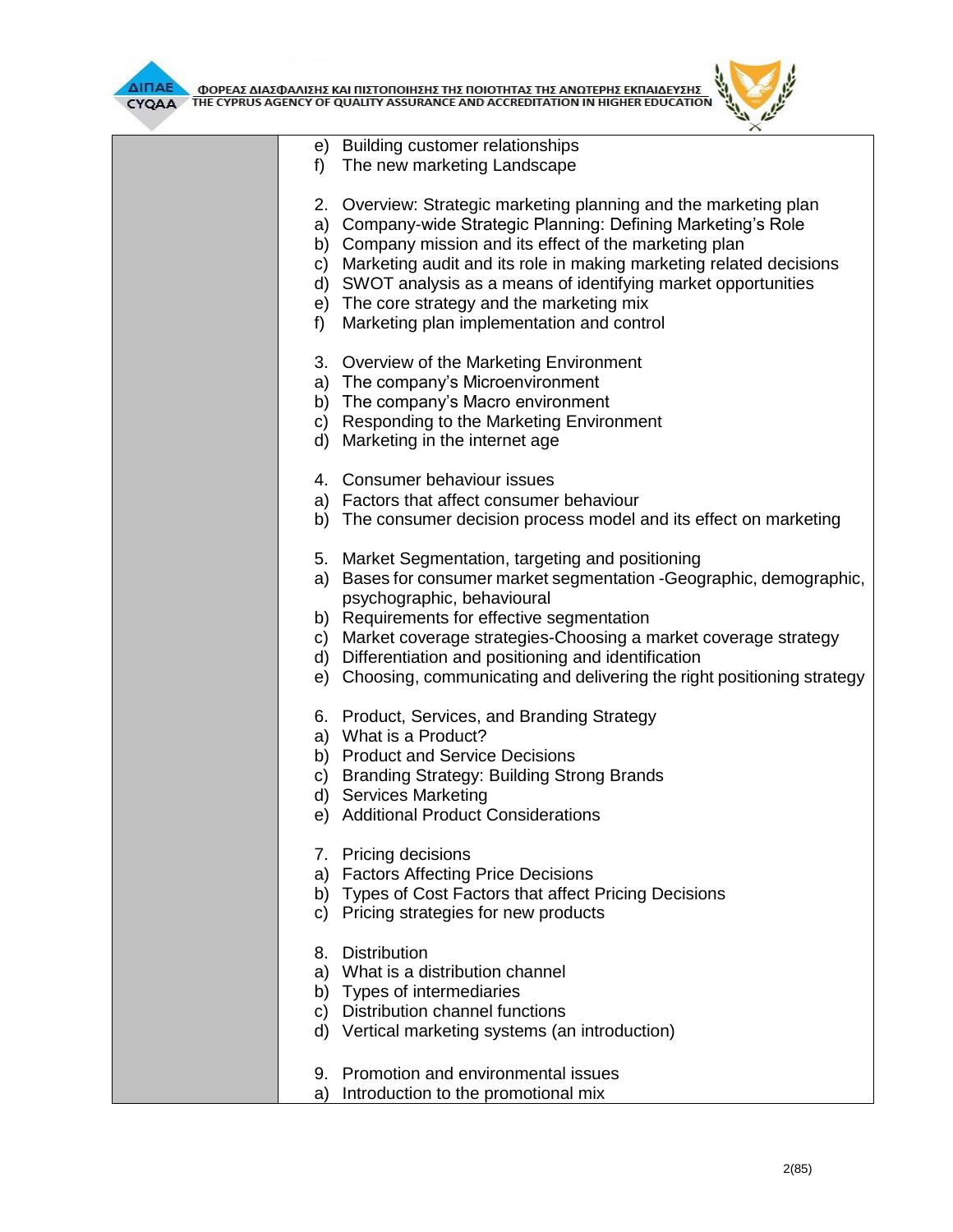|  |  |
|---|---|
|  | e) Building customer relationships<br>f) The new marketing Landscape<br><br>2. Overview: Strategic marketing planning and the marketing plan<br>a) Company-wide Strategic Planning: Defining Marketing's Role<br>b) Company mission and its effect of the marketing plan<br>c) Marketing audit and its role in making marketing related decisions<br>d) SWOT analysis as a means of identifying market opportunities<br>e) The core strategy and the marketing mix<br>f) Marketing plan implementation and control<br><br>3. Overview of the Marketing Environment<br>a) The company's Microenvironment<br>b) The company's Macro environment<br>c) Responding to the Marketing Environment<br>d) Marketing in the internet age<br><br>4. Consumer behaviour issues<br>a) Factors that affect consumer behaviour<br>b) The consumer decision process model and its effect on marketing<br><br>5. Market Segmentation, targeting and positioning<br>a) Bases for consumer market segmentation -Geographic, demographic, psychographic, behavioural<br>b) Requirements for effective segmentation<br>c) Market coverage strategies-Choosing a market coverage strategy<br>d) Differentiation and positioning and identification<br>e) Choosing, communicating and delivering the right positioning strategy<br><br>6. Product, Services, and Branding Strategy<br>a) What is a Product?<br>b) Product and Service Decisions<br>c) Branding Strategy: Building Strong Brands<br>d) Services Marketing<br>e) Additional Product Considerations<br><br>7. Pricing decisions<br>a) Factors Affecting Price Decisions<br>b) Types of Cost Factors that affect Pricing Decisions<br>c) Pricing strategies for new products<br><br>8. Distribution<br>a) What is a distribution channel<br>b) Types of intermediaries<br>c) Distribution channel functions<br>d) Vertical marketing systems (an introduction)<br><br>9. Promotion and environmental issues<br>a) Introduction to the promotional mix |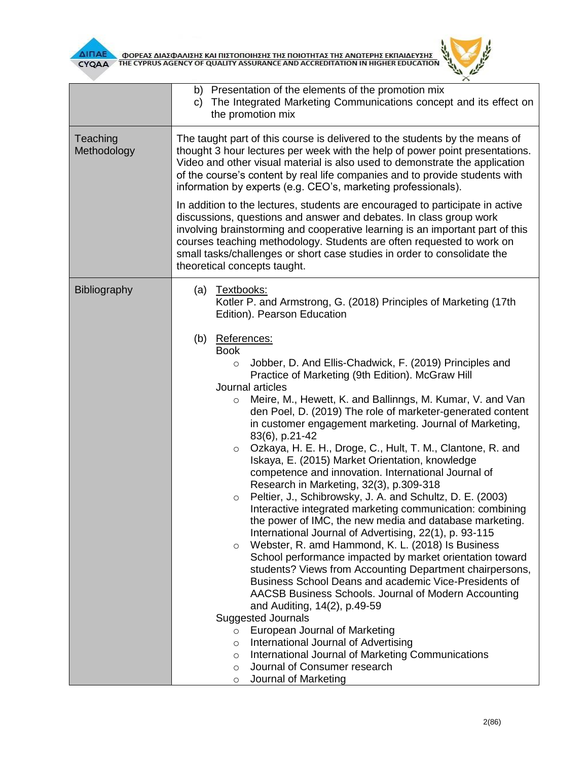| | |
|---|---|
| | b) Presentation of the elements of the promotion mix<br>c) The Integrated Marketing Communications concept and its effect on the promotion mix |
| Teaching Methodology | The taught part of this course is delivered to the students by the means of thought 3 hour lectures per week with the help of power point presentations. Video and other visual material is also used to demonstrate the application of the course's content by real life companies and to provide students with information by experts (e.g. CEO's, marketing professionals).<br><br>In addition to the lectures, students are encouraged to participate in active discussions, questions and answer and debates. In class group work involving brainstorming and cooperative learning is an important part of this courses teaching methodology. Students are often requested to work on small tasks/challenges or short case studies in order to consolidate the theoretical concepts taught. |
| Bibliography | (a) Textbooks:<br>Kotler P. and Armstrong, G. (2018) Principles of Marketing (17th Edition). Pearson Education<br><br>(b) References:<br>Book<br>○ Jobber, D. And Ellis-Chadwick, F. (2019) Principles and Practice of Marketing (9th Edition). McGraw Hill<br>Journal articles<br>○ Meire, M., Hewett, K. and Ballinngs, M. Kumar, V. and Van den Poel, D. (2019) The role of marketer-generated content in customer engagement marketing. Journal of Marketing, 83(6), p.21-42<br>○ Ozkaya, H. E. H., Droge, C., Hult, T. M., Clantone, R. and Iskaya, E. (2015) Market Orientation, knowledge competence and innovation. International Journal of Research in Marketing, 32(3), p.309-318<br>○ Peltier, J., Schibrowsky, J. A. and Schultz, D. E. (2003) Interactive integrated marketing communication: combining the power of IMC, the new media and database marketing. International Journal of Advertising, 22(1), p. 93-115<br>○ Webster, R. amd Hammond, K. L. (2018) Is Business School performance impacted by market orientation toward students? Views from Accounting Department chairpersons, Business School Deans and academic Vice-Presidents of AACSB Business Schools. Journal of Modern Accounting and Auditing, 14(2), p.49-59<br>Suggested Journals<br>○ European Journal of Marketing<br>○ International Journal of Advertising<br>○ International Journal of Marketing Communications<br>○ Journal of Consumer research<br>○ Journal of Marketing |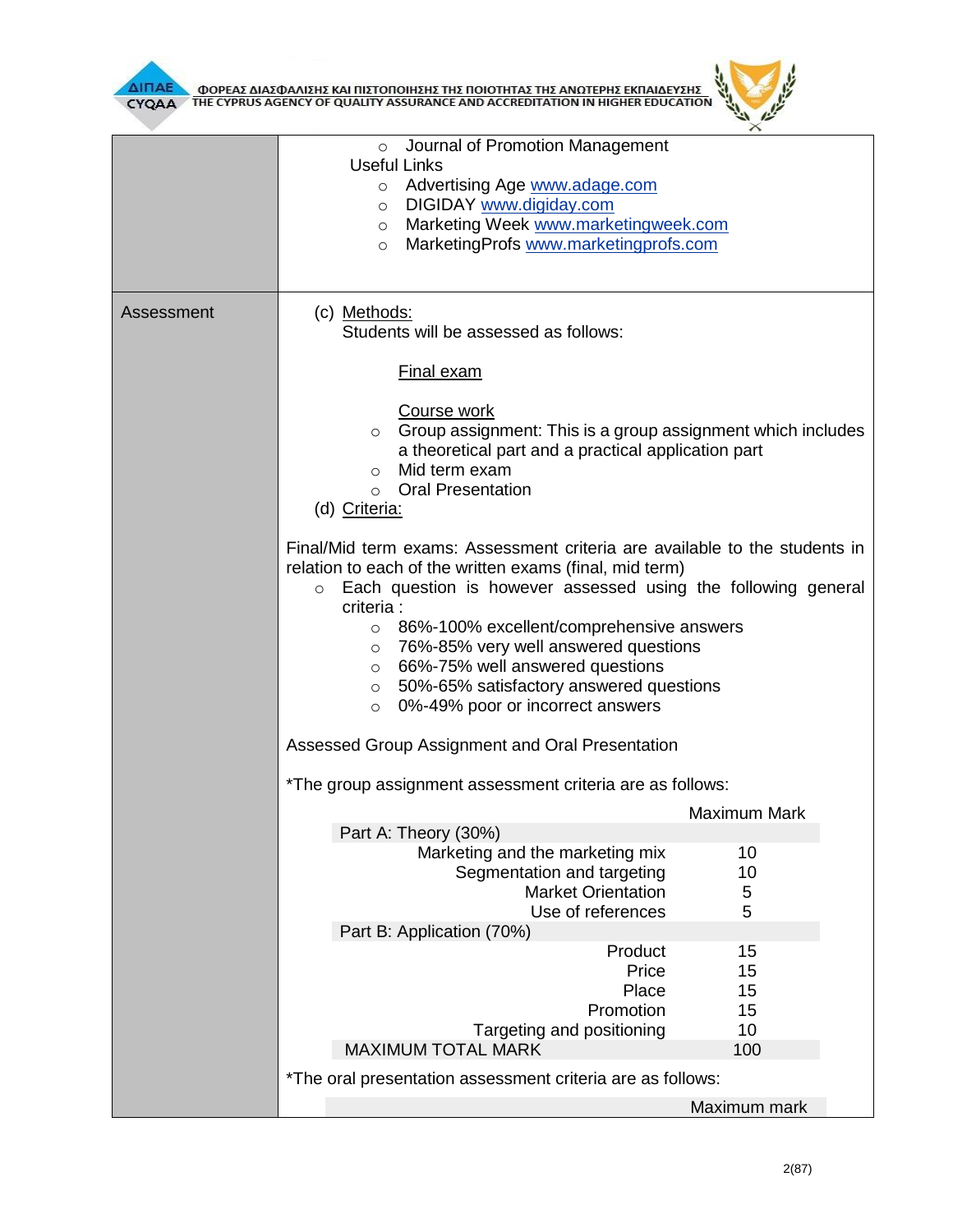| | |
|---|---|
| | ○ Journal of Promotion Management<br>Useful Links<br>○ Advertising Age www.adage.com<br>○ DIGIDAY www.digiday.com<br>○ Marketing Week www.marketingweek.com<br>○ MarketingProfs www.marketingprofs.com |
| Assessment | (c) Methods:<br>Students will be assessed as follows:<br><br>Final exam<br><br>Course work<br>○ Group assignment: This is a group assignment which includes a theoretical part and a practical application part<br>○ Mid term exam<br>○ Oral Presentation<br>(d) Criteria:<br><br>Final/Mid term exams: Assessment criteria are available to the students in relation to each of the written exams (final, mid term)<br>○ Each question is however assessed using the following general criteria :<br>○ 86%-100% excellent/comprehensive answers<br>○ 76%-85% very well answered questions<br>○ 66%-75% well answered questions<br>○ 50%-65% satisfactory answered questions<br>○ 0%-49% poor or incorrect answers<br><br>Assessed Group Assignment and Oral Presentation<br><br>*The group assignment assessment criteria are as follows: |

| | Maximum Mark |
|---|---|
| Part A: Theory (30%) | |
| Marketing and the marketing mix | 10 |
| Segmentation and targeting | 10 |
| Market Orientation | 5 |
| Use of references | 5 |
| Part B: Application (70%) | |
| Product | 15 |
| Price | 15 |
| Place | 15 |
| Promotion | 15 |
| Targeting and positioning | 10 |
| MAXIMUM TOTAL MARK | 100 |

*The oral presentation assessment criteria are as follows:

| | Maximum mark |
|---|---|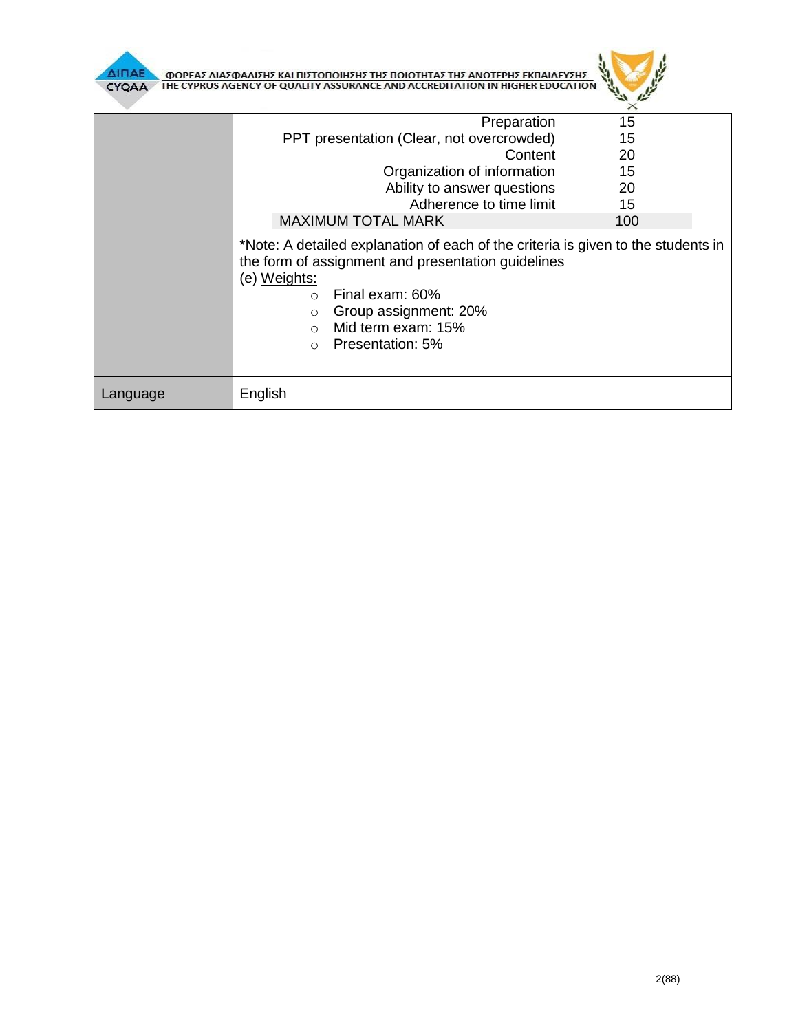| | |
|---|---|
| | Preparation 15<br>PPT presentation (Clear, not overcrowded) 15<br>Content 20<br>Organization of information 15<br>Ability to answer questions 20<br>Adherence to time limit 15<br>MAXIMUM TOTAL MARK 100<br><br>*Note: A detailed explanation of each of the criteria is given to the students in the form of assignment and presentation guidelines<br>(e) Weights:<br>○ Final exam: 60%<br>○ Group assignment: 20%<br>○ Mid term exam: 15%<br>○ Presentation: 5% |
| Language | English |